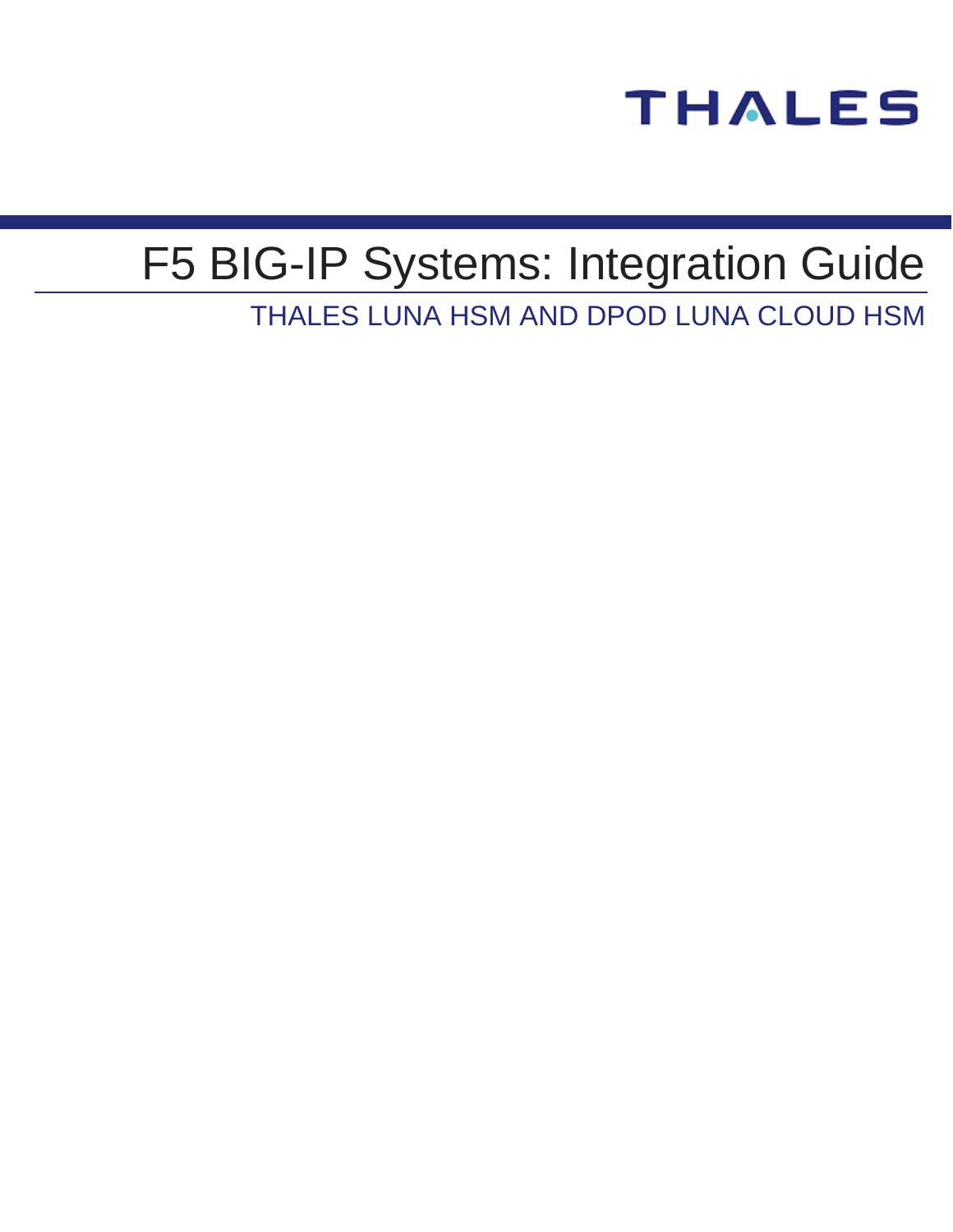THALES

# F5 BIG-IP Systems: Integration Guide

THALES LUNA HSM AND DPOD LUNA CLOUD HSM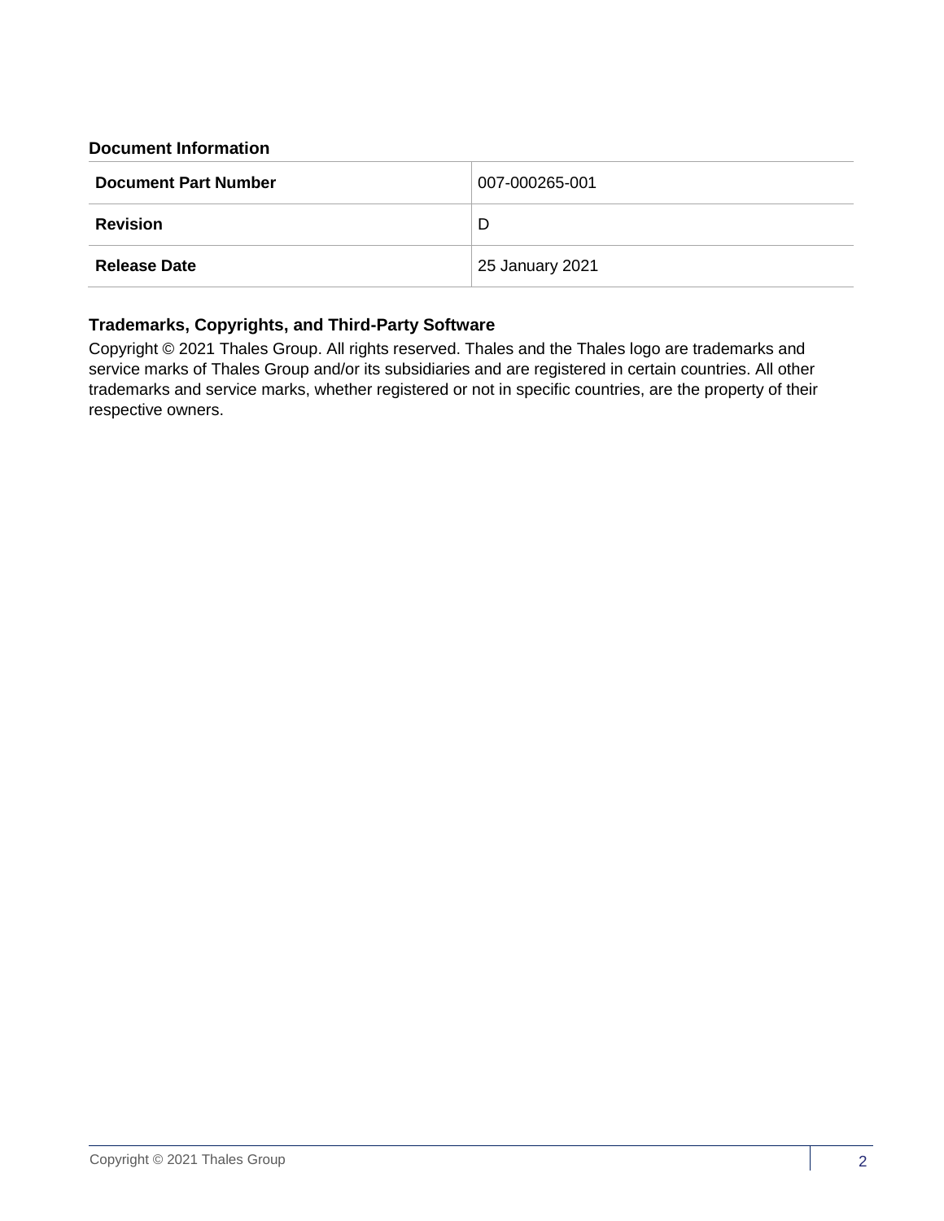### Document Information

| Document Part Number | 007-000265-001 |
| --- | --- |
| **Revision** | D |
| **Release Date** | 25 January 2021 |

### Trademarks, Copyrights, and Third-Party Software

Copyright © 2021 Thales Group. All rights reserved. Thales and the Thales logo are trademarks and service marks of Thales Group and/or its subsidiaries and are registered in certain countries. All other trademarks and service marks, whether registered or not in specific countries, are the property of their respective owners.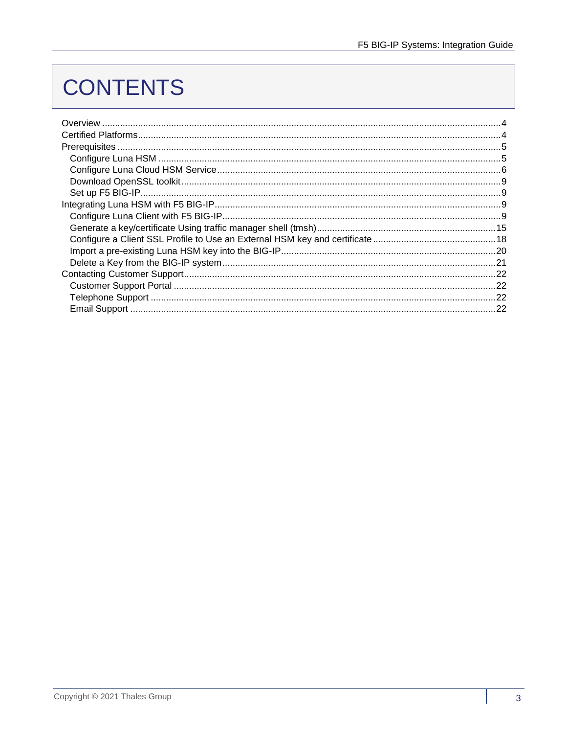# CONTENTS

- Overview ....... 4
- Certified Platforms ....... 4
- Prerequisites ....... 5
  - Configure Luna HSM ....... 5
  - Configure Luna Cloud HSM Service ....... 6
  - Download OpenSSL toolkit ....... 9
  - Set up F5 BIG-IP ....... 9
- Integrating Luna HSM with F5 BIG-IP ....... 9
  - Configure Luna Client with F5 BIG-IP ....... 9
  - Generate a key/certificate Using traffic manager shell (tmsh) ....... 15
  - Configure a Client SSL Profile to Use an External HSM key and certificate ....... 18
  - Import a pre-existing Luna HSM key into the BIG-IP ....... 20
  - Delete a Key from the BIG-IP system ....... 21
- Contacting Customer Support ....... 22
  - Customer Support Portal ....... 22
  - Telephone Support ....... 22
  - Email Support ....... 22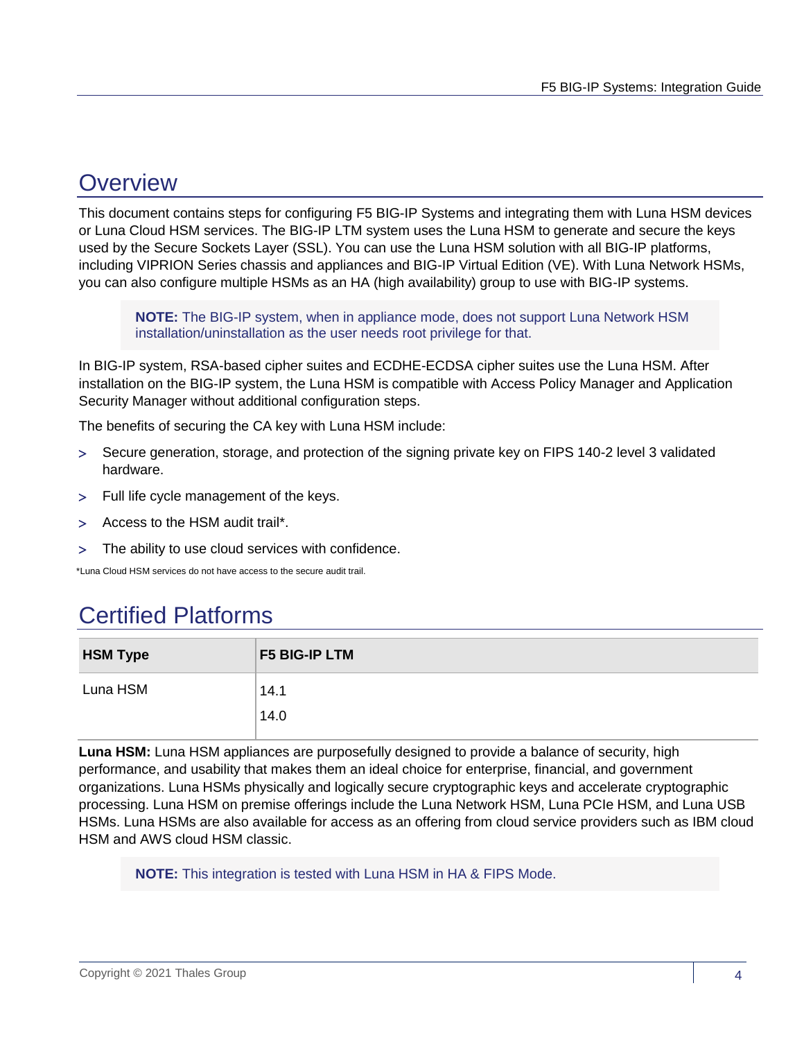# Overview

This document contains steps for configuring F5 BIG-IP Systems and integrating them with Luna HSM devices or Luna Cloud HSM services. The BIG-IP LTM system uses the Luna HSM to generate and secure the keys used by the Secure Sockets Layer (SSL). You can use the Luna HSM solution with all BIG-IP platforms, including VIPRION Series chassis and appliances and BIG-IP Virtual Edition (VE). With Luna Network HSMs, you can also configure multiple HSMs as an HA (high availability) group to use with BIG-IP systems.

> **NOTE:** The BIG-IP system, when in appliance mode, does not support Luna Network HSM installation/uninstallation as the user needs root privilege for that.

In BIG-IP system, RSA-based cipher suites and ECDHE-ECDSA cipher suites use the Luna HSM. After installation on the BIG-IP system, the Luna HSM is compatible with Access Policy Manager and Application Security Manager without additional configuration steps.

The benefits of securing the CA key with Luna HSM include:

- Secure generation, storage, and protection of the signing private key on FIPS 140-2 level 3 validated hardware.
- Full life cycle management of the keys.
- Access to the HSM audit trail*.
- The ability to use cloud services with confidence.

*Luna Cloud HSM services do not have access to the secure audit trail.

# Certified Platforms

| HSM Type | F5 BIG-IP LTM |
|---|---|
| Luna HSM | 14.1<br>14.0 |

**Luna HSM:** Luna HSM appliances are purposefully designed to provide a balance of security, high performance, and usability that makes them an ideal choice for enterprise, financial, and government organizations. Luna HSMs physically and logically secure cryptographic keys and accelerate cryptographic processing. Luna HSM on premise offerings include the Luna Network HSM, Luna PCIe HSM, and Luna USB HSMs. Luna HSMs are also available for access as an offering from cloud service providers such as IBM cloud HSM and AWS cloud HSM classic.

> **NOTE:** This integration is tested with Luna HSM in HA & FIPS Mode.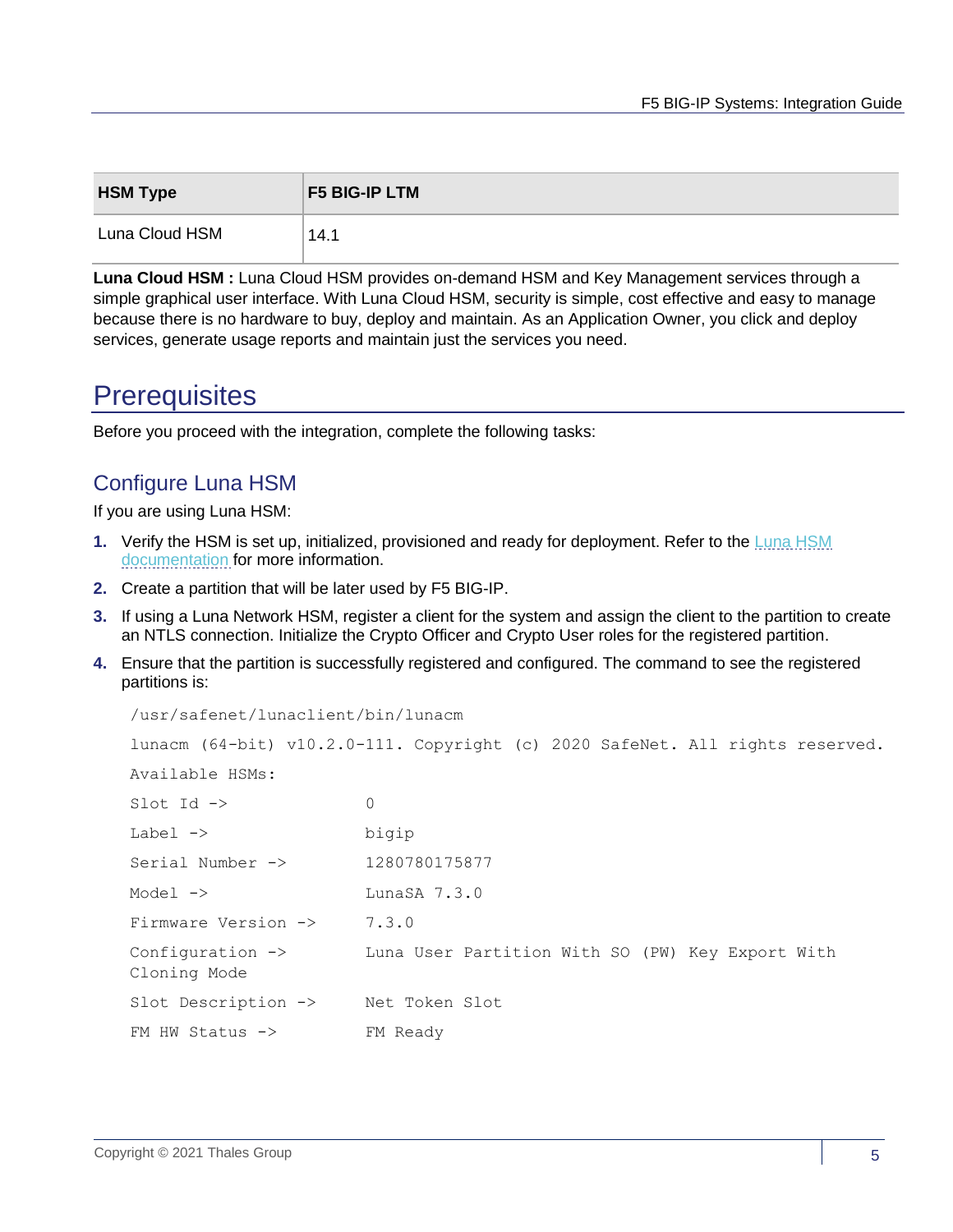| HSM Type | F5 BIG-IP LTM |
| --- | --- |
| Luna Cloud HSM | 14.1 |

**Luna Cloud HSM :** Luna Cloud HSM provides on-demand HSM and Key Management services through a simple graphical user interface. With Luna Cloud HSM, security is simple, cost effective and easy to manage because there is no hardware to buy, deploy and maintain. As an Application Owner, you click and deploy services, generate usage reports and maintain just the services you need.

# Prerequisites

Before you proceed with the integration, complete the following tasks:

## Configure Luna HSM

If you are using Luna HSM:

1. Verify the HSM is set up, initialized, provisioned and ready for deployment. Refer to the Luna HSM documentation for more information.
2. Create a partition that will be later used by F5 BIG-IP.
3. If using a Luna Network HSM, register a client for the system and assign the client to the partition to create an NTLS connection. Initialize the Crypto Officer and Crypto User roles for the registered partition.
4. Ensure that the partition is successfully registered and configured. The command to see the registered partitions is:

```
/usr/safenet/lunaclient/bin/lunacm
lunacm (64-bit) v10.2.0-111. Copyright (c) 2020 SafeNet. All rights reserved.
Available HSMs:
Slot Id ->              0
Label ->                bigip
Serial Number ->        1280780175877
Model ->                LunaSA 7.3.0
Firmware Version ->     7.3.0
Configuration ->        Luna User Partition With SO (PW) Key Export With
Cloning Mode
Slot Description ->     Net Token Slot
FM HW Status ->         FM Ready
```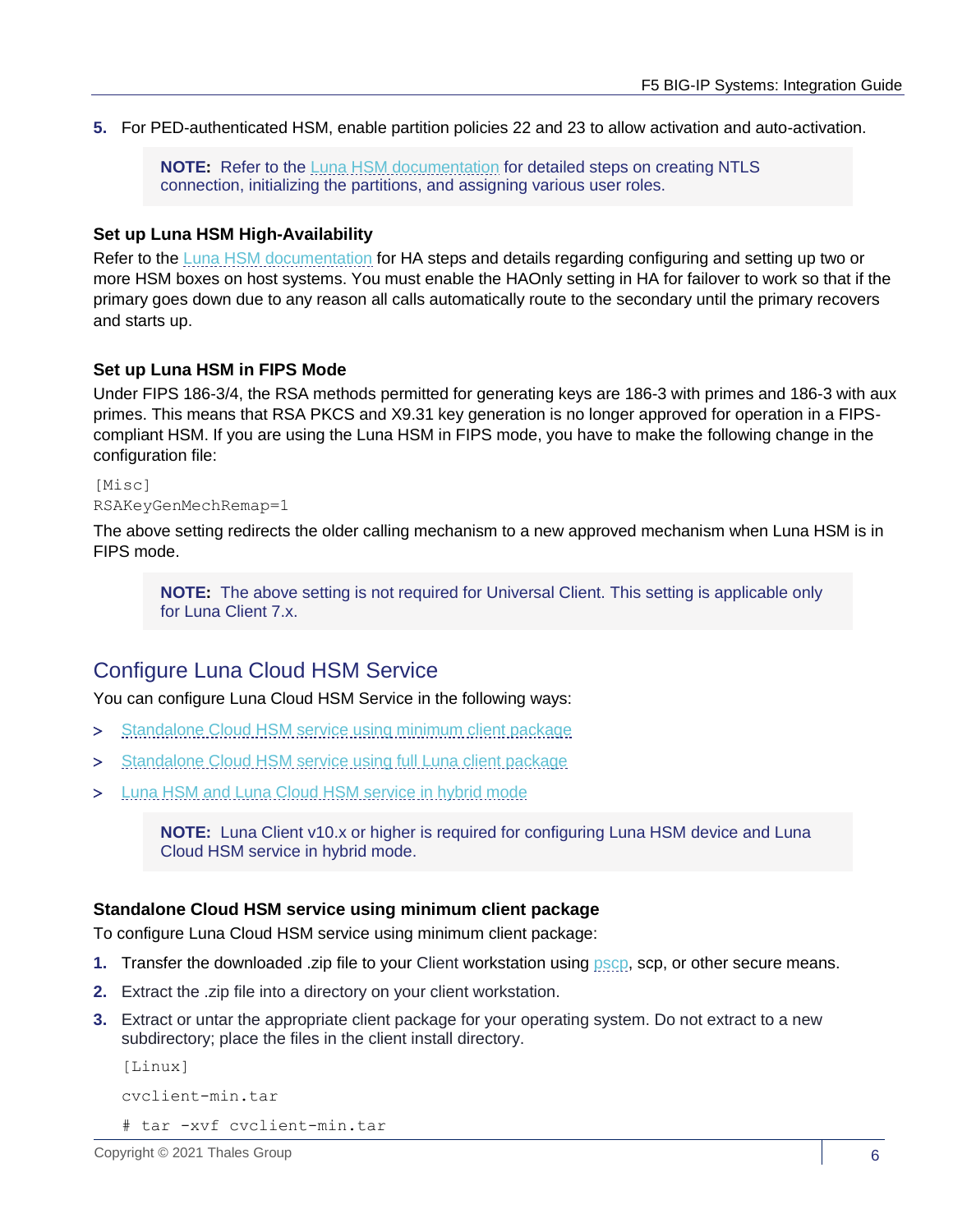5. For PED-authenticated HSM, enable partition policies 22 and 23 to allow activation and auto-activation.

> **NOTE:** Refer to the Luna HSM documentation for detailed steps on creating NTLS connection, initializing the partitions, and assigning various user roles.

### Set up Luna HSM High-Availability

Refer to the Luna HSM documentation for HA steps and details regarding configuring and setting up two or more HSM boxes on host systems. You must enable the HAOnly setting in HA for failover to work so that if the primary goes down due to any reason all calls automatically route to the secondary until the primary recovers and starts up.

### Set up Luna HSM in FIPS Mode

Under FIPS 186-3/4, the RSA methods permitted for generating keys are 186-3 with primes and 186-3 with aux primes. This means that RSA PKCS and X9.31 key generation is no longer approved for operation in a FIPS-compliant HSM. If you are using the Luna HSM in FIPS mode, you have to make the following change in the configuration file:

```
[Misc]
RSAKeyGenMechRemap=1
```

The above setting redirects the older calling mechanism to a new approved mechanism when Luna HSM is in FIPS mode.

> **NOTE:** The above setting is not required for Universal Client. This setting is applicable only for Luna Client 7.x.

## Configure Luna Cloud HSM Service

You can configure Luna Cloud HSM Service in the following ways:

> Standalone Cloud HSM service using minimum client package
> Standalone Cloud HSM service using full Luna client package
> Luna HSM and Luna Cloud HSM service in hybrid mode

> **NOTE:** Luna Client v10.x or higher is required for configuring Luna HSM device and Luna Cloud HSM service in hybrid mode.

### Standalone Cloud HSM service using minimum client package

To configure Luna Cloud HSM service using minimum client package:

1. Transfer the downloaded .zip file to your Client workstation using pscp, scp, or other secure means.
2. Extract the .zip file into a directory on your client workstation.
3. Extract or untar the appropriate client package for your operating system. Do not extract to a new subdirectory; place the files in the client install directory.

   ```
   [Linux]
   cvclient-min.tar
   # tar -xvf cvclient-min.tar
   ```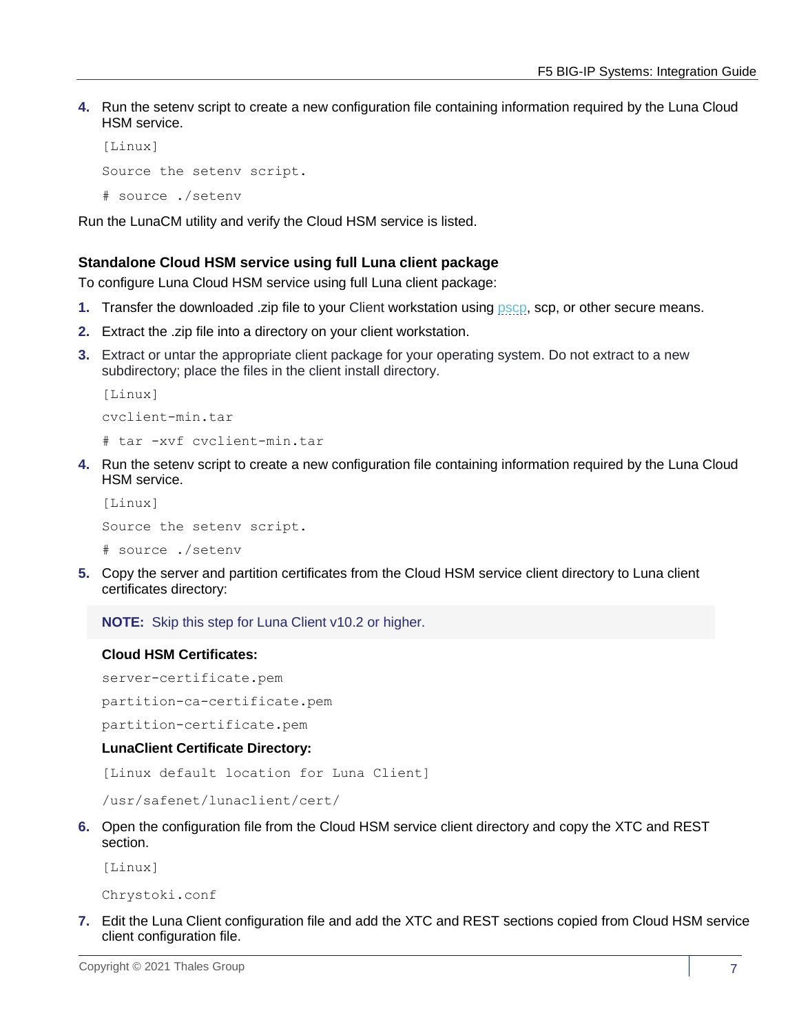4. Run the setenv script to create a new configuration file containing information required by the Luna Cloud HSM service.

   ```
   [Linux]
   Source the setenv script.
   # source ./setenv
   ```

Run the LunaCM utility and verify the Cloud HSM service is listed.

### Standalone Cloud HSM service using full Luna client package

To configure Luna Cloud HSM service using full Luna client package:

1. Transfer the downloaded .zip file to your Client workstation using pscp, scp, or other secure means.
2. Extract the .zip file into a directory on your client workstation.
3. Extract or untar the appropriate client package for your operating system. Do not extract to a new subdirectory; place the files in the client install directory.

   ```
   [Linux]
   cvclient-min.tar
   # tar -xvf cvclient-min.tar
   ```

4. Run the setenv script to create a new configuration file containing information required by the Luna Cloud HSM service.

   ```
   [Linux]
   Source the setenv script.
   # source ./setenv
   ```

5. Copy the server and partition certificates from the Cloud HSM service client directory to Luna client certificates directory:

   > **NOTE:** Skip this step for Luna Client v10.2 or higher.

   **Cloud HSM Certificates:**

   ```
   server-certificate.pem
   partition-ca-certificate.pem
   partition-certificate.pem
   ```

   **LunaClient Certificate Directory:**

   ```
   [Linux default location for Luna Client]
   /usr/safenet/lunaclient/cert/
   ```

6. Open the configuration file from the Cloud HSM service client directory and copy the XTC and REST section.

   ```
   [Linux]
   Chrystoki.conf
   ```

7. Edit the Luna Client configuration file and add the XTC and REST sections copied from Cloud HSM service client configuration file.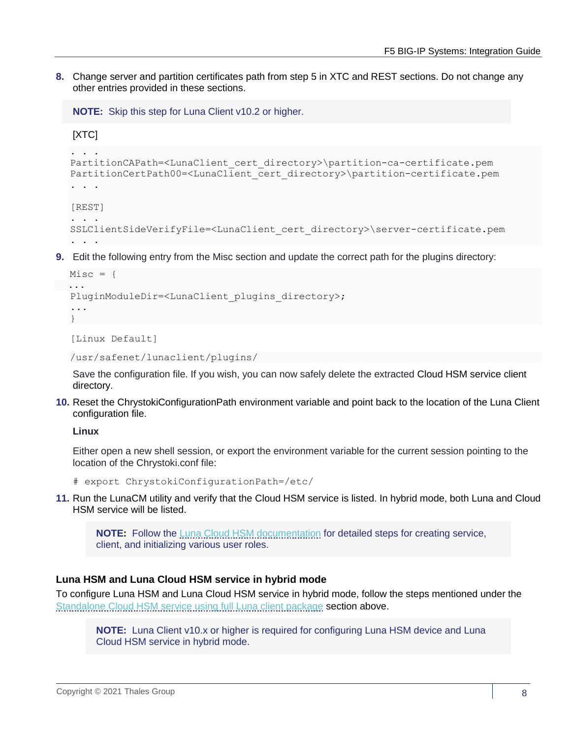8. Change server and partition certificates path from step 5 in XTC and REST sections. Do not change any other entries provided in these sections.

> **NOTE:** Skip this step for Luna Client v10.2 or higher.

[XTC]

```
. . .
PartitionCAPath=<LunaClient_cert_directory>\partition-ca-certificate.pem
PartitionCertPath00=<LunaClient_cert_directory>\partition-certificate.pem
. . .

[REST]
. . .
SSLClientSideVerifyFile=<LunaClient_cert_directory>\server-certificate.pem
. . .
```

9. Edit the following entry from the Misc section and update the correct path for the plugins directory:

```
Misc = {
...
PluginModuleDir=<LunaClient_plugins_directory>;
...
}
```

```
[Linux Default]
```

```
/usr/safenet/lunaclient/plugins/
```

Save the configuration file. If you wish, you can now safely delete the extracted Cloud HSM service client directory.

10. Reset the ChrystokiConfigurationPath environment variable and point back to the location of the Luna Client configuration file.

**Linux**

Either open a new shell session, or export the environment variable for the current session pointing to the location of the Chrystoki.conf file:

```
# export ChrystokiConfigurationPath=/etc/
```

11. Run the LunaCM utility and verify that the Cloud HSM service is listed. In hybrid mode, both Luna and Cloud HSM service will be listed.

> **NOTE:** Follow the Luna Cloud HSM documentation for detailed steps for creating service, client, and initializing various user roles.

### Luna HSM and Luna Cloud HSM service in hybrid mode

To configure Luna HSM and Luna Cloud HSM service in hybrid mode, follow the steps mentioned under the Standalone Cloud HSM service using full Luna client package section above.

> **NOTE:** Luna Client v10.x or higher is required for configuring Luna HSM device and Luna Cloud HSM service in hybrid mode.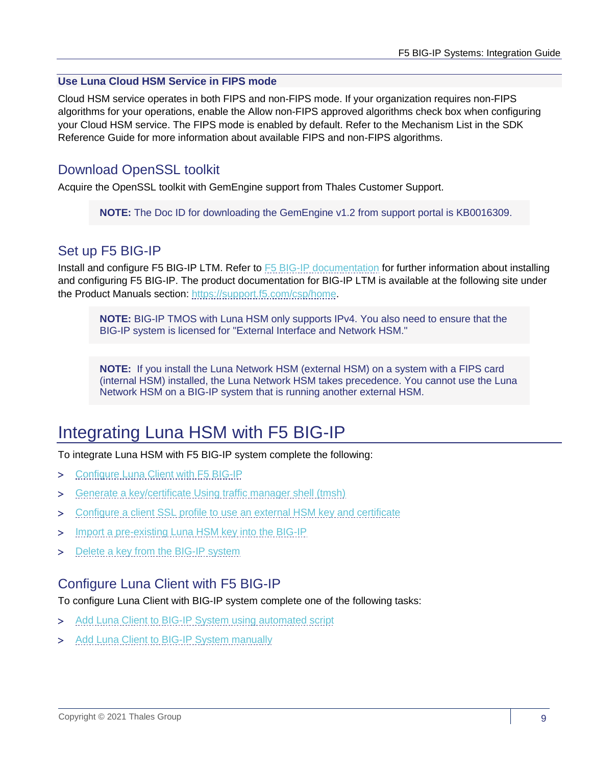### Use Luna Cloud HSM Service in FIPS mode

Cloud HSM service operates in both FIPS and non-FIPS mode. If your organization requires non-FIPS algorithms for your operations, enable the Allow non-FIPS approved algorithms check box when configuring your Cloud HSM service. The FIPS mode is enabled by default. Refer to the Mechanism List in the SDK Reference Guide for more information about available FIPS and non-FIPS algorithms.

## Download OpenSSL toolkit

Acquire the OpenSSL toolkit with GemEngine support from Thales Customer Support.

> **NOTE:** The Doc ID for downloading the GemEngine v1.2 from support portal is KB0016309.

## Set up F5 BIG-IP

Install and configure F5 BIG-IP LTM. Refer to F5 BIG-IP documentation for further information about installing and configuring F5 BIG-IP. The product documentation for BIG-IP LTM is available at the following site under the Product Manuals section: https://support.f5.com/csp/home.

> **NOTE:** BIG-IP TMOS with Luna HSM only supports IPv4. You also need to ensure that the BIG-IP system is licensed for "External Interface and Network HSM."

> **NOTE:** If you install the Luna Network HSM (external HSM) on a system with a FIPS card (internal HSM) installed, the Luna Network HSM takes precedence. You cannot use the Luna Network HSM on a BIG-IP system that is running another external HSM.

# Integrating Luna HSM with F5 BIG-IP

To integrate Luna HSM with F5 BIG-IP system complete the following:

> Configure Luna Client with F5 BIG-IP

> Generate a key/certificate Using traffic manager shell (tmsh)

> Configure a client SSL profile to use an external HSM key and certificate

> Import a pre-existing Luna HSM key into the BIG-IP

> Delete a key from the BIG-IP system

## Configure Luna Client with F5 BIG-IP

To configure Luna Client with BIG-IP system complete one of the following tasks:

> Add Luna Client to BIG-IP System using automated script

> Add Luna Client to BIG-IP System manually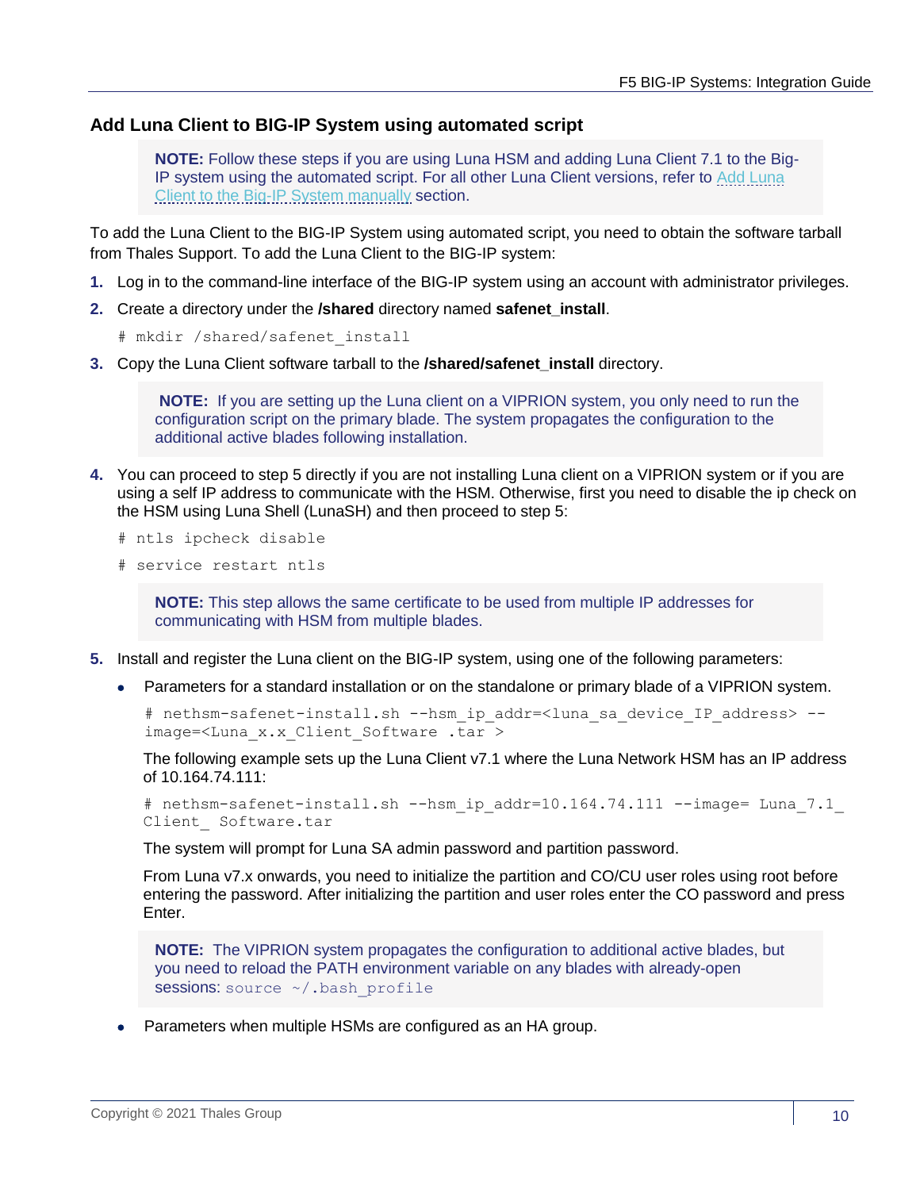### Add Luna Client to BIG-IP System using automated script

> **NOTE:** Follow these steps if you are using Luna HSM and adding Luna Client 7.1 to the Big-IP system using the automated script. For all other Luna Client versions, refer to Add Luna Client to the Big-IP System manually section.

To add the Luna Client to the BIG-IP System using automated script, you need to obtain the software tarball from Thales Support. To add the Luna Client to the BIG-IP system:

1. Log in to the command-line interface of the BIG-IP system using an account with administrator privileges.
2. Create a directory under the **/shared** directory named **safenet_install**.

   ```
   # mkdir /shared/safenet_install
   ```

3. Copy the Luna Client software tarball to the **/shared/safenet_install** directory.

   > **NOTE:** If you are setting up the Luna client on a VIPRION system, you only need to run the configuration script on the primary blade. The system propagates the configuration to the additional active blades following installation.

4. You can proceed to step 5 directly if you are not installing Luna client on a VIPRION system or if you are using a self IP address to communicate with the HSM. Otherwise, first you need to disable the ip check on the HSM using Luna Shell (LunaSH) and then proceed to step 5:

   ```
   # ntls ipcheck disable
   # service restart ntls
   ```

   > **NOTE:** This step allows the same certificate to be used from multiple IP addresses for communicating with HSM from multiple blades.

5. Install and register the Luna client on the BIG-IP system, using one of the following parameters:
   - Parameters for a standard installation or on the standalone or primary blade of a VIPRION system.

     ```
     # nethsm-safenet-install.sh --hsm_ip_addr=<luna_sa_device_IP_address> --image=<Luna_x.x_Client_Software .tar >
     ```

     The following example sets up the Luna Client v7.1 where the Luna Network HSM has an IP address of 10.164.74.111:

     ```
     # nethsm-safenet-install.sh --hsm_ip_addr=10.164.74.111 --image= Luna_7.1_Client_ Software.tar
     ```

     The system will prompt for Luna SA admin password and partition password.

     From Luna v7.x onwards, you need to initialize the partition and CO/CU user roles using root before entering the password. After initializing the partition and user roles enter the CO password and press Enter.

     > **NOTE:** The VIPRION system propagates the configuration to additional active blades, but you need to reload the PATH environment variable on any blades with already-open sessions: `source ~/.bash_profile`

   - Parameters when multiple HSMs are configured as an HA group.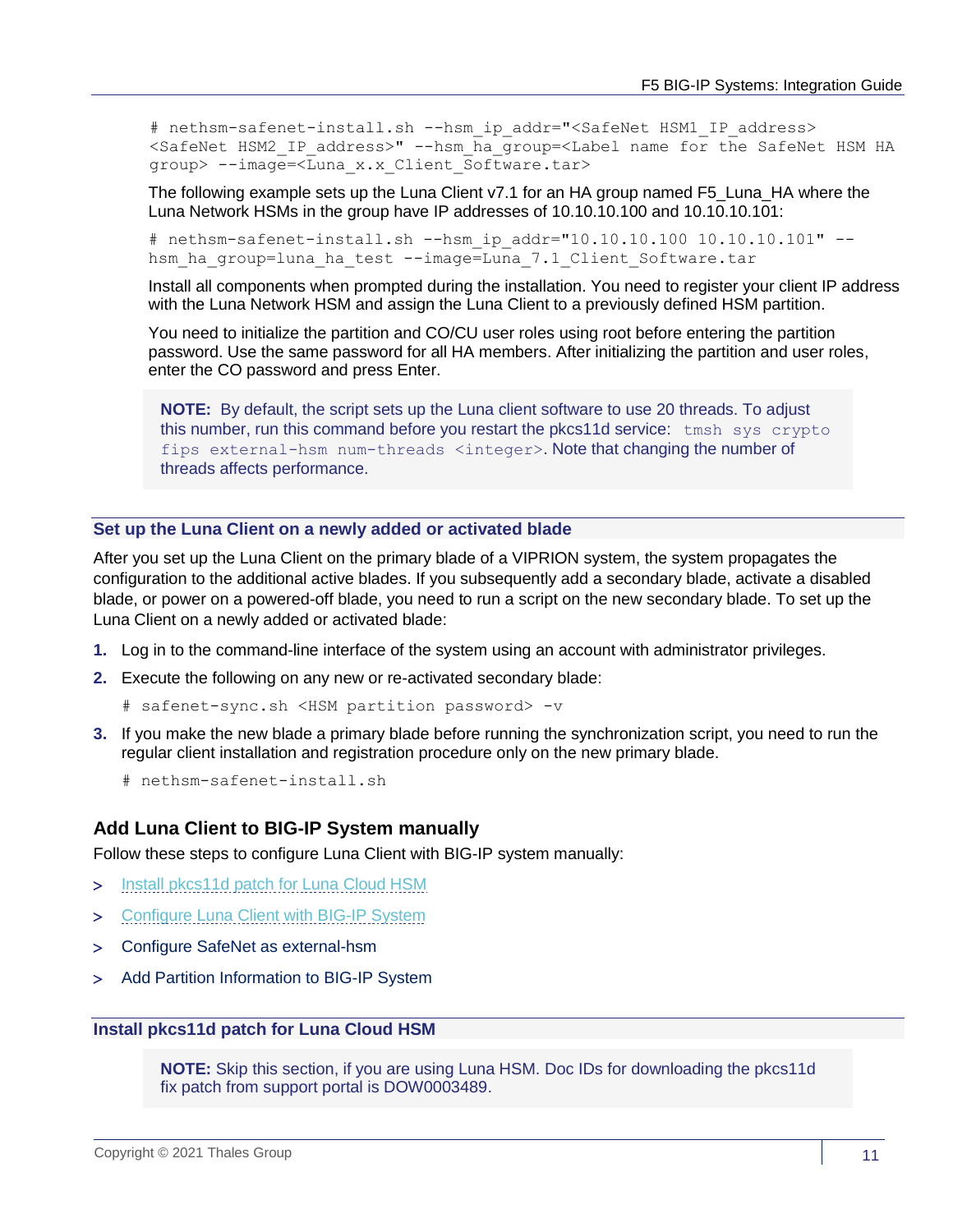```
# nethsm-safenet-install.sh --hsm_ip_addr="<SafeNet HSM1_IP_address>
<SafeNet HSM2_IP_address>" --hsm_ha_group=<Label name for the SafeNet HSM HA
group> --image=<Luna_x.x_Client_Software.tar>
```

The following example sets up the Luna Client v7.1 for an HA group named F5_Luna_HA where the Luna Network HSMs in the group have IP addresses of 10.10.10.100 and 10.10.10.101:

```
# nethsm-safenet-install.sh --hsm_ip_addr="10.10.10.100 10.10.10.101" --
hsm_ha_group=luna_ha_test --image=Luna_7.1_Client_Software.tar
```

Install all components when prompted during the installation. You need to register your client IP address with the Luna Network HSM and assign the Luna Client to a previously defined HSM partition.

You need to initialize the partition and CO/CU user roles using root before entering the partition password. Use the same password for all HA members. After initializing the partition and user roles, enter the CO password and press Enter.

> **NOTE:** By default, the script sets up the Luna client software to use 20 threads. To adjust this number, run this command before you restart the pkcs11d service: `tmsh sys crypto fips external-hsm num-threads <integer>`. Note that changing the number of threads affects performance.

### Set up the Luna Client on a newly added or activated blade

After you set up the Luna Client on the primary blade of a VIPRION system, the system propagates the configuration to the additional active blades. If you subsequently add a secondary blade, activate a disabled blade, or power on a powered-off blade, you need to run a script on the new secondary blade. To set up the Luna Client on a newly added or activated blade:

1. Log in to the command-line interface of the system using an account with administrator privileges.
2. Execute the following on any new or re-activated secondary blade:

   ```
   # safenet-sync.sh <HSM partition password> -v
   ```

3. If you make the new blade a primary blade before running the synchronization script, you need to run the regular client installation and registration procedure only on the new primary blade.

   ```
   # nethsm-safenet-install.sh
   ```

## Add Luna Client to BIG-IP System manually

Follow these steps to configure Luna Client with BIG-IP system manually:

> Install pkcs11d patch for Luna Cloud HSM

> Configure Luna Client with BIG-IP System

> Configure SafeNet as external-hsm

> Add Partition Information to BIG-IP System

### Install pkcs11d patch for Luna Cloud HSM

> **NOTE:** Skip this section, if you are using Luna HSM. Doc IDs for downloading the pkcs11d fix patch from support portal is DOW0003489.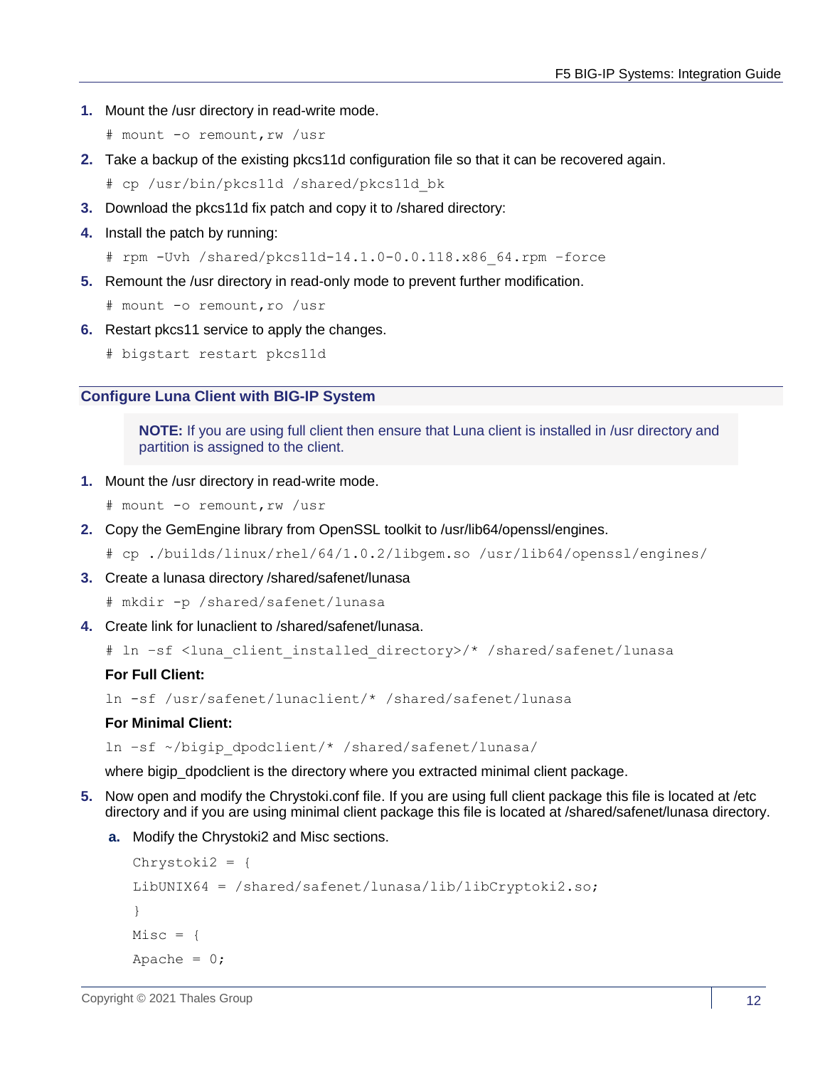1. Mount the /usr directory in read-write mode.

```
# mount -o remount,rw /usr
```

2. Take a backup of the existing pkcs11d configuration file so that it can be recovered again.

```
# cp /usr/bin/pkcs11d /shared/pkcs11d_bk
```

3. Download the pkcs11d fix patch and copy it to /shared directory:
4. Install the patch by running:

```
# rpm -Uvh /shared/pkcs11d-14.1.0-0.0.118.x86_64.rpm –force
```

5. Remount the /usr directory in read-only mode to prevent further modification.

```
# mount -o remount,ro /usr
```

6. Restart pkcs11 service to apply the changes.

```
# bigstart restart pkcs11d
```

## Configure Luna Client with BIG-IP System

> **NOTE:** If you are using full client then ensure that Luna client is installed in /usr directory and partition is assigned to the client.

1. Mount the /usr directory in read-write mode.

```
# mount -o remount,rw /usr
```

2. Copy the GemEngine library from OpenSSL toolkit to /usr/lib64/openssl/engines.

```
# cp ./builds/linux/rhel/64/1.0.2/libgem.so /usr/lib64/openssl/engines/
```

3. Create a lunasa directory /shared/safenet/lunasa

```
# mkdir -p /shared/safenet/lunasa
```

4. Create link for lunaclient to /shared/safenet/lunasa.

```
# ln -sf <luna_client_installed_directory>/* /shared/safenet/lunasa
```

   **For Full Client:**

```
ln -sf /usr/safenet/lunaclient/* /shared/safenet/lunasa
```

   **For Minimal Client:**

```
ln -sf ~/bigip_dpodclient/* /shared/safenet/lunasa/
```

   where bigip_dpodclient is the directory where you extracted minimal client package.

5. Now open and modify the Chrystoki.conf file. If you are using full client package this file is located at /etc directory and if you are using minimal client package this file is located at /shared/safenet/lunasa directory.

   a. Modify the Chrystoki2 and Misc sections.

```
Chrystoki2 = {
LibUNIX64 = /shared/safenet/lunasa/lib/libCryptoki2.so;
}
Misc = {
Apache = 0;
```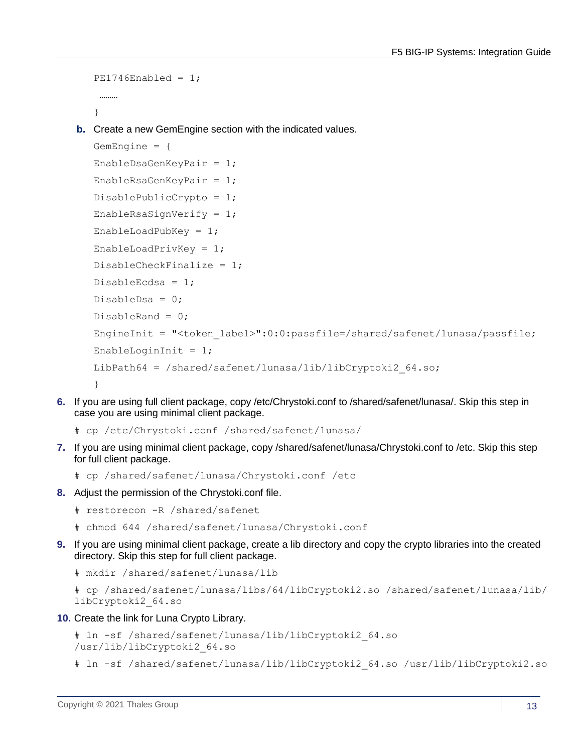```
PE1746Enabled = 1;
 ………
}
```

b. Create a new GemEngine section with the indicated values.

```
GemEngine = {
EnableDsaGenKeyPair = 1;
EnableRsaGenKeyPair = 1;
DisablePublicCrypto = 1;
EnableRsaSignVerify = 1;
EnableLoadPubKey = 1;
EnableLoadPrivKey = 1;
DisableCheckFinalize = 1;
DisableEcdsa = 1;
DisableDsa = 0;
DisableRand = 0;
EngineInit = "<token_label>":0:0:passfile=/shared/safenet/lunasa/passfile;
EnableLoginInit = 1;
LibPath64 = /shared/safenet/lunasa/lib/libCryptoki2_64.so;
}
```

6. If you are using full client package, copy /etc/Chrystoki.conf to /shared/safenet/lunasa/. Skip this step in case you are using minimal client package.

```
# cp /etc/Chrystoki.conf /shared/safenet/lunasa/
```

7. If you are using minimal client package, copy /shared/safenet/lunasa/Chrystoki.conf to /etc. Skip this step for full client package.

```
# cp /shared/safenet/lunasa/Chrystoki.conf /etc
```

8. Adjust the permission of the Chrystoki.conf file.

```
# restorecon -R /shared/safenet
# chmod 644 /shared/safenet/lunasa/Chrystoki.conf
```

9. If you are using minimal client package, create a lib directory and copy the crypto libraries into the created directory. Skip this step for full client package.

```
# mkdir /shared/safenet/lunasa/lib
# cp /shared/safenet/lunasa/libs/64/libCryptoki2.so /shared/safenet/lunasa/lib/libCryptoki2_64.so
```

10. Create the link for Luna Crypto Library.

```
# ln -sf /shared/safenet/lunasa/lib/libCryptoki2_64.so /usr/lib/libCryptoki2_64.so
# ln -sf /shared/safenet/lunasa/lib/libCryptoki2_64.so /usr/lib/libCryptoki2.so
```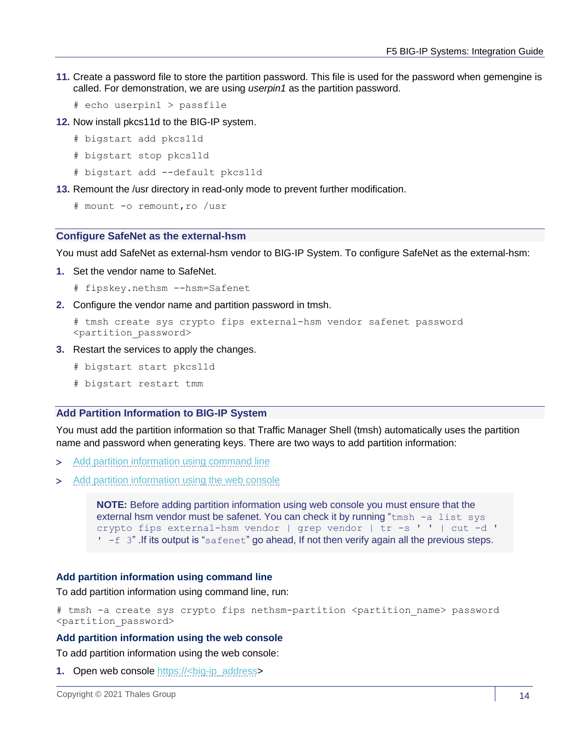11. Create a password file to store the partition password. This file is used for the password when gemengine is called. For demonstration, we are using *userpin1* as the partition password.

```
# echo userpin1 > passfile
```

12. Now install pkcs11d to the BIG-IP system.

```
# bigstart add pkcs11d
```

```
# bigstart stop pkcs11d
```

```
# bigstart add --default pkcs11d
```

13. Remount the /usr directory in read-only mode to prevent further modification.

```
# mount -o remount,ro /usr
```

## Configure SafeNet as the external-hsm

You must add SafeNet as external-hsm vendor to BIG-IP System. To configure SafeNet as the external-hsm:

1. Set the vendor name to SafeNet.

```
# fipskey.nethsm --hsm=Safenet
```

2. Configure the vendor name and partition password in tmsh.

```
# tmsh create sys crypto fips external-hsm vendor safenet password
<partition_password>
```

3. Restart the services to apply the changes.

```
# bigstart start pkcs11d
```

```
# bigstart restart tmm
```

## Add Partition Information to BIG-IP System

You must add the partition information so that Traffic Manager Shell (tmsh) automatically uses the partition name and password when generating keys. There are two ways to add partition information:

> Add partition information using command line

> Add partition information using the web console

> **NOTE:** Before adding partition information using web console you must ensure that the external hsm vendor must be safenet. You can check it by running "`tmsh -a list sys crypto fips external-hsm vendor | grep vendor | tr -s ' ' | cut -d ' ' -f 3`" .If its output is "`safenet`" go ahead, If not then verify again all the previous steps.

### Add partition information using command line

To add partition information using command line, run:

```
# tmsh -a create sys crypto fips nethsm-partition <partition_name> password
<partition_password>
```

### Add partition information using the web console

To add partition information using the web console:

1. Open web console https://<big-ip_address>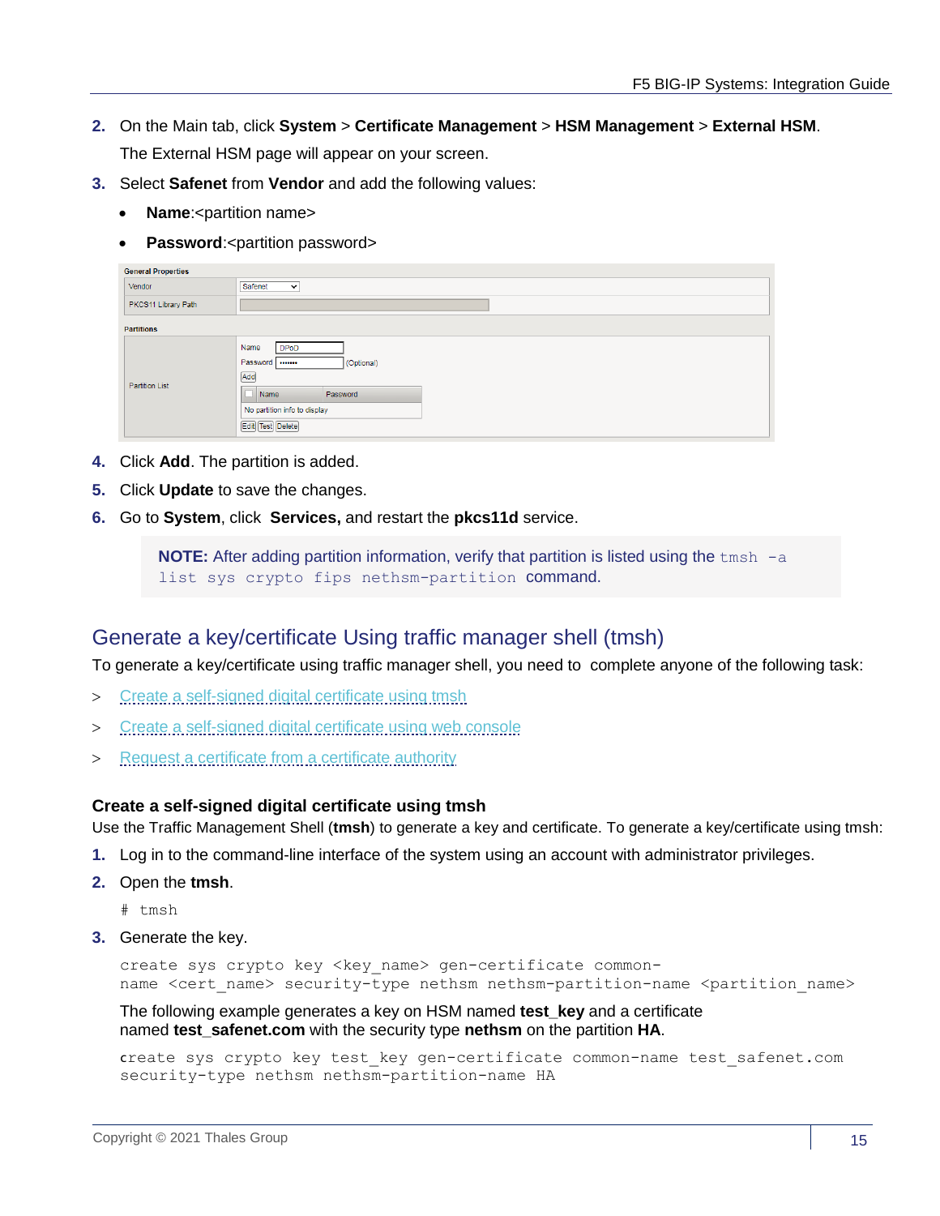2. On the Main tab, click **System** > **Certificate Management** > **HSM Management** > **External HSM**.

   The External HSM page will appear on your screen.

3. Select **Safenet** from **Vendor** and add the following values:

   - **Name**:<partition name>
   - **Password**:<partition password>

4. Click **Add**. The partition is added.
5. Click **Update** to save the changes.
6. Go to **System**, click **Services,** and restart the **pkcs11d** service.

> **NOTE:** After adding partition information, verify that partition is listed using the `tmsh -a list sys crypto fips nethsm-partition` command.

## Generate a key/certificate Using traffic manager shell (tmsh)

To generate a key/certificate using traffic manager shell, you need to complete anyone of the following task:

> Create a self-signed digital certificate using tmsh

> Create a self-signed digital certificate using web console

> Request a certificate from a certificate authority

### Create a self-signed digital certificate using tmsh

Use the Traffic Management Shell (**tmsh**) to generate a key and certificate. To generate a key/certificate using tmsh:

1. Log in to the command-line interface of the system using an account with administrator privileges.
2. Open the **tmsh**.

   ```
   # tmsh
   ```

3. Generate the key.

   ```
   create sys crypto key <key_name> gen-certificate common-
   name <cert_name> security-type nethsm nethsm-partition-name <partition_name>
   ```

   The following example generates a key on HSM named **test_key** and a certificate named **test_safenet.com** with the security type **nethsm** on the partition **HA**.

   ```
   create sys crypto key test_key gen-certificate common-name test_safenet.com
   security-type nethsm nethsm-partition-name HA
   ```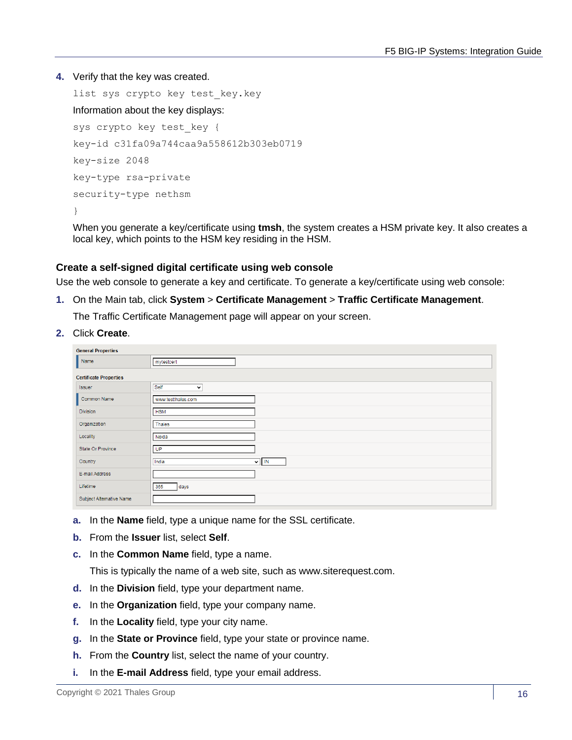4. Verify that the key was created.

```
list sys crypto key test_key.key
```

Information about the key displays:

```
sys crypto key test_key {
key-id c31fa09a744caa9a558612b303eb0719
key-size 2048
key-type rsa-private
security-type nethsm
}
```

When you generate a key/certificate using **tmsh**, the system creates a HSM private key. It also creates a local key, which points to the HSM key residing in the HSM.

### Create a self-signed digital certificate using web console

Use the web console to generate a key and certificate. To generate a key/certificate using web console:

1. On the Main tab, click **System** > **Certificate Management** > **Traffic Certificate Management**.

   The Traffic Certificate Management page will appear on your screen.

2. Click **Create**.

   **General Properties**

   | | |
   |---|---|
   | Name | mytestcert |

   **Certificate Properties**

   | | |
   |---|---|
   | Issuer | Self |
   | Common Name | www.testthales.com |
   | Division | HSM |
   | Organization | Thales |
   | Locality | Noida |
   | State Or Province | UP |
   | Country | India IN |
   | E-mail Address | |
   | Lifetime | 365 days |
   | Subject Alternative Name | |

   a. In the **Name** field, type a unique name for the SSL certificate.

   b. From the **Issuer** list, select **Self**.

   c. In the **Common Name** field, type a name.

      This is typically the name of a web site, such as www.siterequest.com.

   d. In the **Division** field, type your department name.

   e. In the **Organization** field, type your company name.

   f. In the **Locality** field, type your city name.

   g. In the **State or Province** field, type your state or province name.

   h. From the **Country** list, select the name of your country.

   i. In the **E-mail Address** field, type your email address.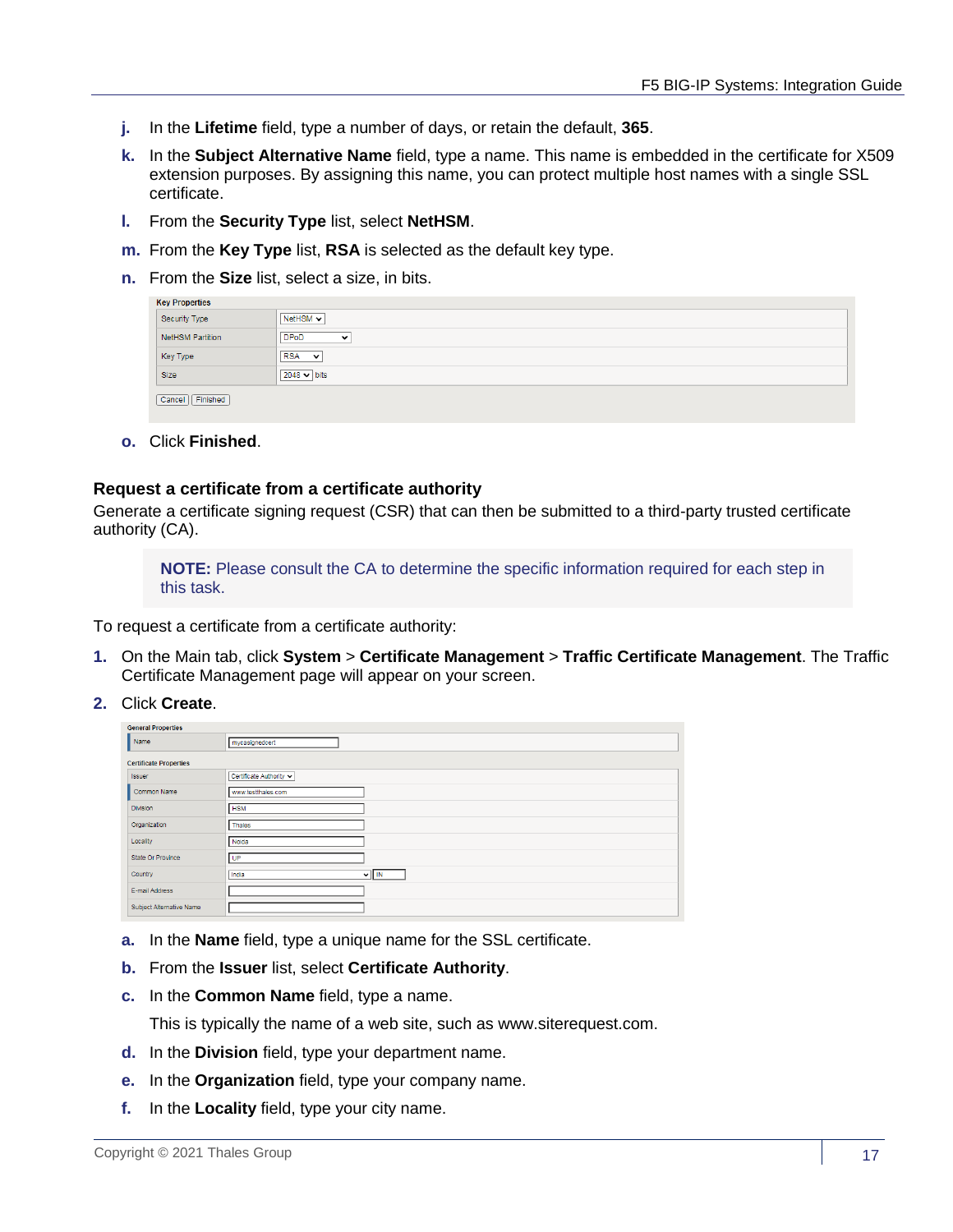j. In the **Lifetime** field, type a number of days, or retain the default, **365**.

k. In the **Subject Alternative Name** field, type a name. This name is embedded in the certificate for X509 extension purposes. By assigning this name, you can protect multiple host names with a single SSL certificate.

l. From the **Security Type** list, select **NetHSM**.

m. From the **Key Type** list, **RSA** is selected as the default key type.

n. From the **Size** list, select a size, in bits.

o. Click **Finished**.

### Request a certificate from a certificate authority

Generate a certificate signing request (CSR) that can then be submitted to a third-party trusted certificate authority (CA).

> **NOTE:** Please consult the CA to determine the specific information required for each step in this task.

To request a certificate from a certificate authority:

1. On the Main tab, click **System** > **Certificate Management** > **Traffic Certificate Management**. The Traffic Certificate Management page will appear on your screen.
2. Click **Create**.

   a. In the **Name** field, type a unique name for the SSL certificate.

   b. From the **Issuer** list, select **Certificate Authority**.

   c. In the **Common Name** field, type a name.

      This is typically the name of a web site, such as www.siterequest.com.

   d. In the **Division** field, type your department name.

   e. In the **Organization** field, type your company name.

   f. In the **Locality** field, type your city name.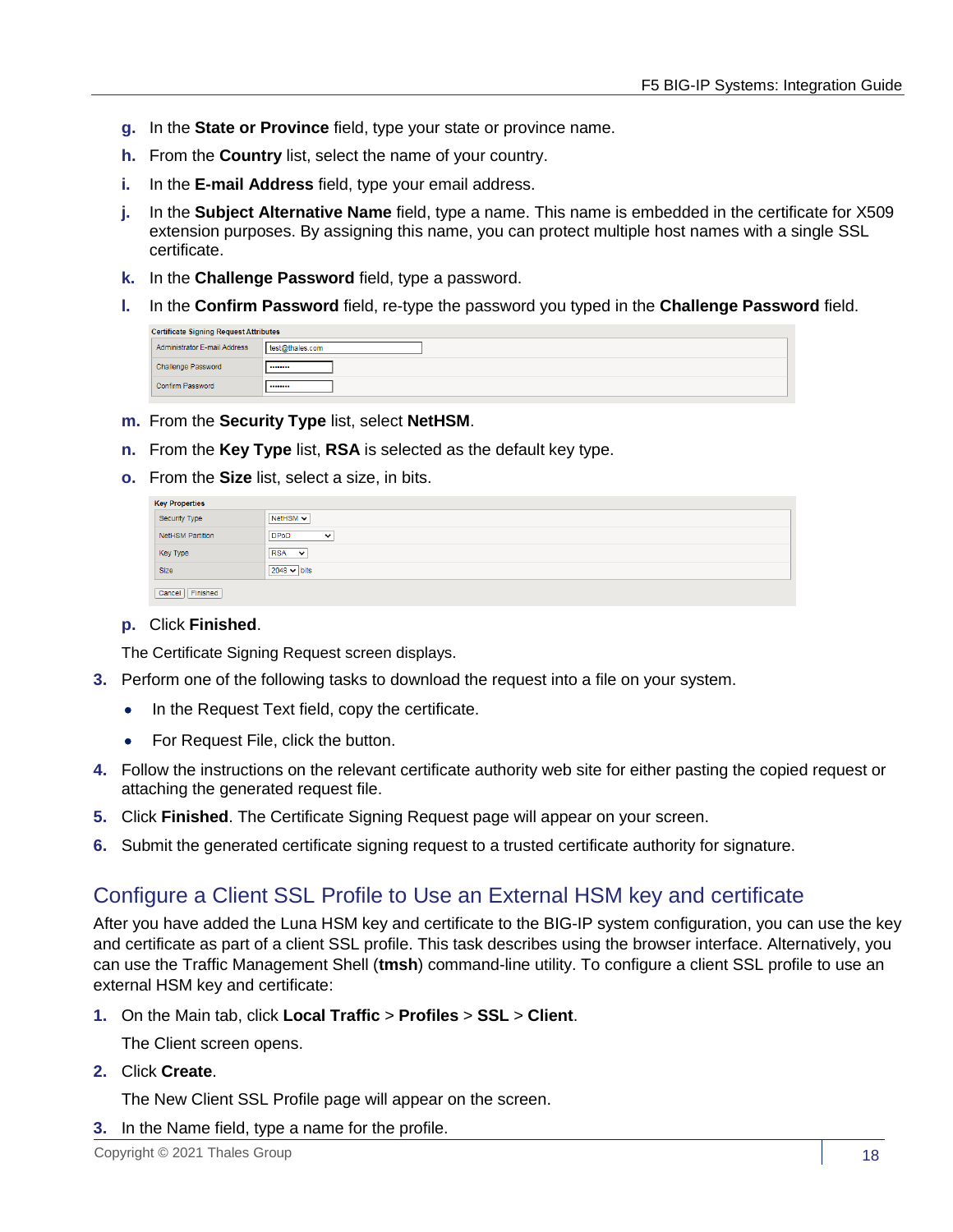g. In the **State or Province** field, type your state or province name.

h. From the **Country** list, select the name of your country.

i. In the **E-mail Address** field, type your email address.

j. In the **Subject Alternative Name** field, type a name. This name is embedded in the certificate for X509 extension purposes. By assigning this name, you can protect multiple host names with a single SSL certificate.

k. In the **Challenge Password** field, type a password.

l. In the **Confirm Password** field, re-type the password you typed in the **Challenge Password** field.

| Certificate Signing Request Attributes | |
|---|---|
| Administrator E-mail Address | test@thales.com |
| Challenge Password | •••••••• |
| Confirm Password | •••••••• |

m. From the **Security Type** list, select **NetHSM**.

n. From the **Key Type** list, **RSA** is selected as the default key type.

o. From the **Size** list, select a size, in bits.

| Key Properties | |
|---|---|
| Security Type | NetHSM |
| NetHSM Partition | DPoD |
| Key Type | RSA |
| Size | 2048 bits |

Cancel | Finished

p. Click **Finished**.

The Certificate Signing Request screen displays.

3. Perform one of the following tasks to download the request into a file on your system.
   - In the Request Text field, copy the certificate.
   - For Request File, click the button.
4. Follow the instructions on the relevant certificate authority web site for either pasting the copied request or attaching the generated request file.
5. Click **Finished**. The Certificate Signing Request page will appear on your screen.
6. Submit the generated certificate signing request to a trusted certificate authority for signature.

## Configure a Client SSL Profile to Use an External HSM key and certificate

After you have added the Luna HSM key and certificate to the BIG-IP system configuration, you can use the key and certificate as part of a client SSL profile. This task describes using the browser interface. Alternatively, you can use the Traffic Management Shell (**tmsh**) command-line utility. To configure a client SSL profile to use an external HSM key and certificate:

1. On the Main tab, click **Local Traffic** > **Profiles** > **SSL** > **Client**.

   The Client screen opens.

2. Click **Create**.

   The New Client SSL Profile page will appear on the screen.

3. In the Name field, type a name for the profile.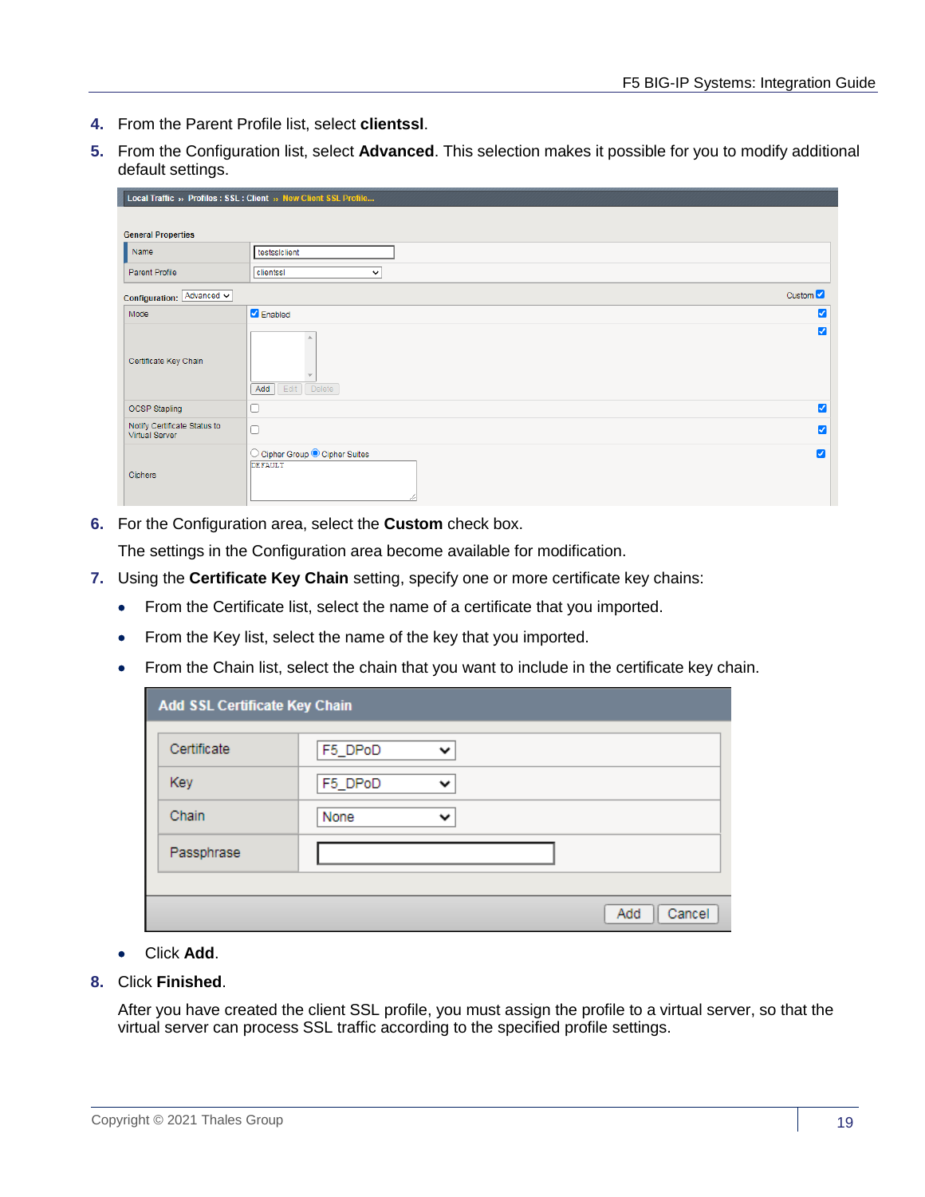4. From the Parent Profile list, select **clientssl**.
5. From the Configuration list, select **Advanced**. This selection makes it possible for you to modify additional default settings.
6. For the Configuration area, select the **Custom** check box.

   The settings in the Configuration area become available for modification.
7. Using the **Certificate Key Chain** setting, specify one or more certificate key chains:
   - From the Certificate list, select the name of a certificate that you imported.
   - From the Key list, select the name of the key that you imported.
   - From the Chain list, select the chain that you want to include in the certificate key chain.
   - Click **Add**.
8. Click **Finished**.

   After you have created the client SSL profile, you must assign the profile to a virtual server, so that the virtual server can process SSL traffic according to the specified profile settings.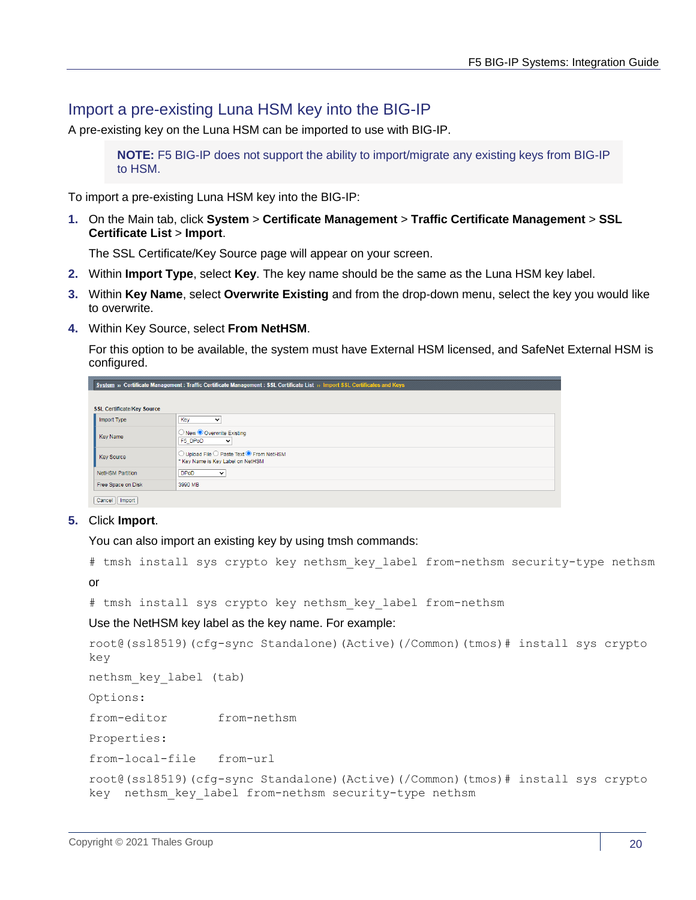## Import a pre-existing Luna HSM key into the BIG-IP

A pre-existing key on the Luna HSM can be imported to use with BIG-IP.

> **NOTE:** F5 BIG-IP does not support the ability to import/migrate any existing keys from BIG-IP to HSM.

To import a pre-existing Luna HSM key into the BIG-IP:

1. On the Main tab, click **System** > **Certificate Management** > **Traffic Certificate Management** > **SSL Certificate List** > **Import**.

   The SSL Certificate/Key Source page will appear on your screen.

2. Within **Import Type**, select **Key**. The key name should be the same as the Luna HSM key label.

3. Within **Key Name**, select **Overwrite Existing** and from the drop-down menu, select the key you would like to overwrite.

4. Within Key Source, select **From NetHSM**.

   For this option to be available, the system must have External HSM licensed, and SafeNet External HSM is configured.

5. Click **Import**.

   You can also import an existing key by using tmsh commands:

   ```
   # tmsh install sys crypto key nethsm_key_label from-nethsm security-type nethsm
   ```

   or

   ```
   # tmsh install sys crypto key nethsm_key_label from-nethsm
   ```

   Use the NetHSM key label as the key name. For example:

   ```
   root@(ssl8519)(cfg-sync Standalone)(Active)(/Common)(tmos)# install sys crypto key
   nethsm_key_label (tab)
   Options:
   from-editor     from-nethsm
   Properties:
   from-local-file   from-url
   root@(ssl8519)(cfg-sync Standalone)(Active)(/Common)(tmos)# install sys crypto key  nethsm_key_label from-nethsm security-type nethsm
   ```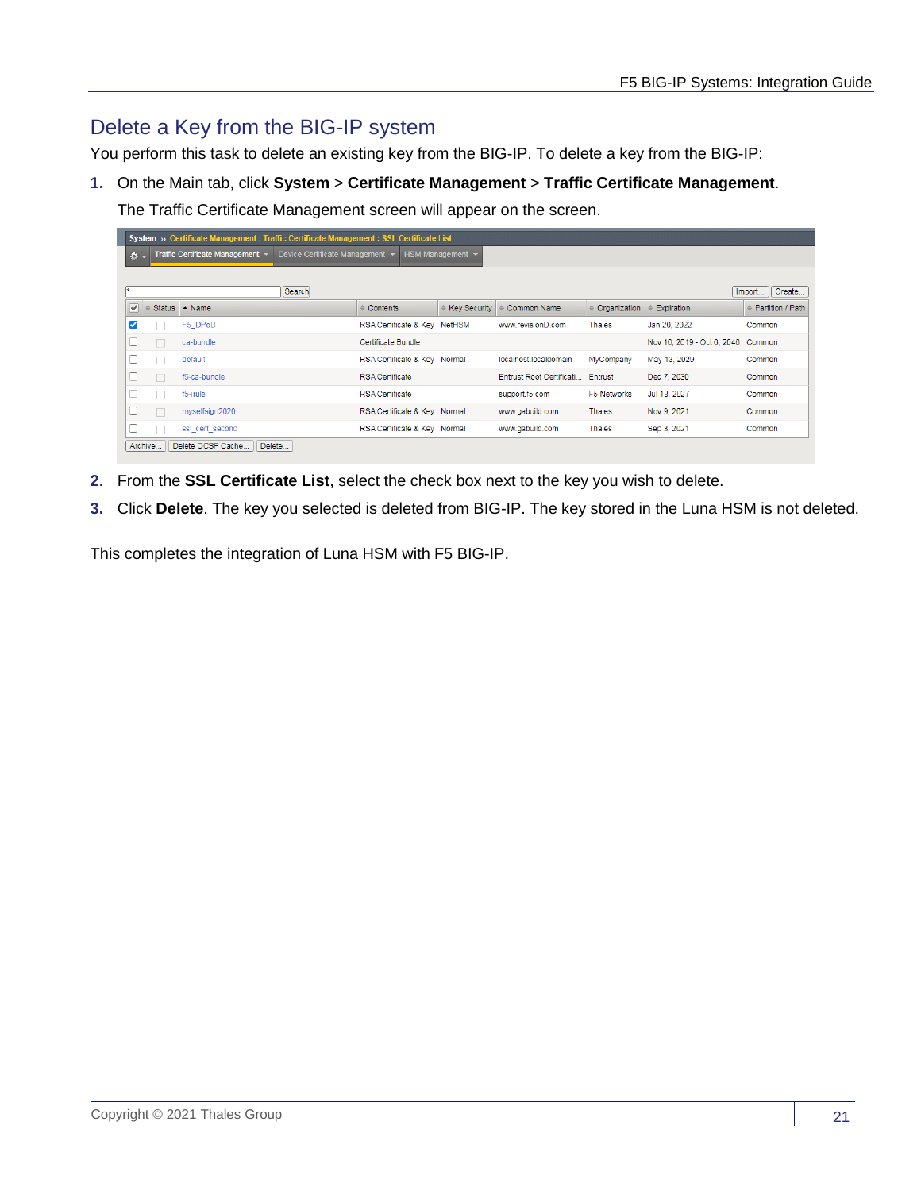## Delete a Key from the BIG-IP system

You perform this task to delete an existing key from the BIG-IP. To delete a key from the BIG-IP:

1. On the Main tab, click **System** > **Certificate Management** > **Traffic Certificate Management**.

   The Traffic Certificate Management screen will appear on the screen.

2. From the **SSL Certificate List**, select the check box next to the key you wish to delete.
3. Click **Delete**. The key you selected is deleted from BIG-IP. The key stored in the Luna HSM is not deleted.

This completes the integration of Luna HSM with F5 BIG-IP.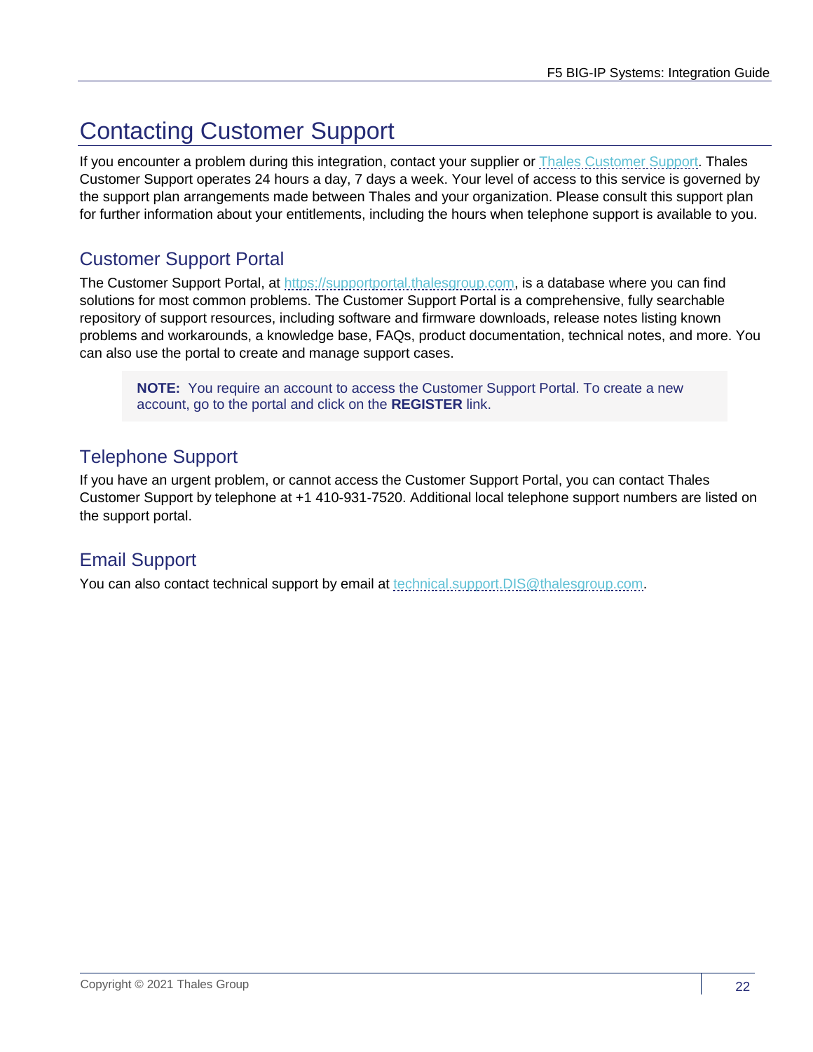# Contacting Customer Support

If you encounter a problem during this integration, contact your supplier or Thales Customer Support. Thales Customer Support operates 24 hours a day, 7 days a week. Your level of access to this service is governed by the support plan arrangements made between Thales and your organization. Please consult this support plan for further information about your entitlements, including the hours when telephone support is available to you.

## Customer Support Portal

The Customer Support Portal, at https://supportportal.thalesgroup.com, is a database where you can find solutions for most common problems. The Customer Support Portal is a comprehensive, fully searchable repository of support resources, including software and firmware downloads, release notes listing known problems and workarounds, a knowledge base, FAQs, product documentation, technical notes, and more. You can also use the portal to create and manage support cases.

> **NOTE:** You require an account to access the Customer Support Portal. To create a new account, go to the portal and click on the **REGISTER** link.

## Telephone Support

If you have an urgent problem, or cannot access the Customer Support Portal, you can contact Thales Customer Support by telephone at +1 410-931-7520. Additional local telephone support numbers are listed on the support portal.

## Email Support

You can also contact technical support by email at technical.support.DIS@thalesgroup.com.